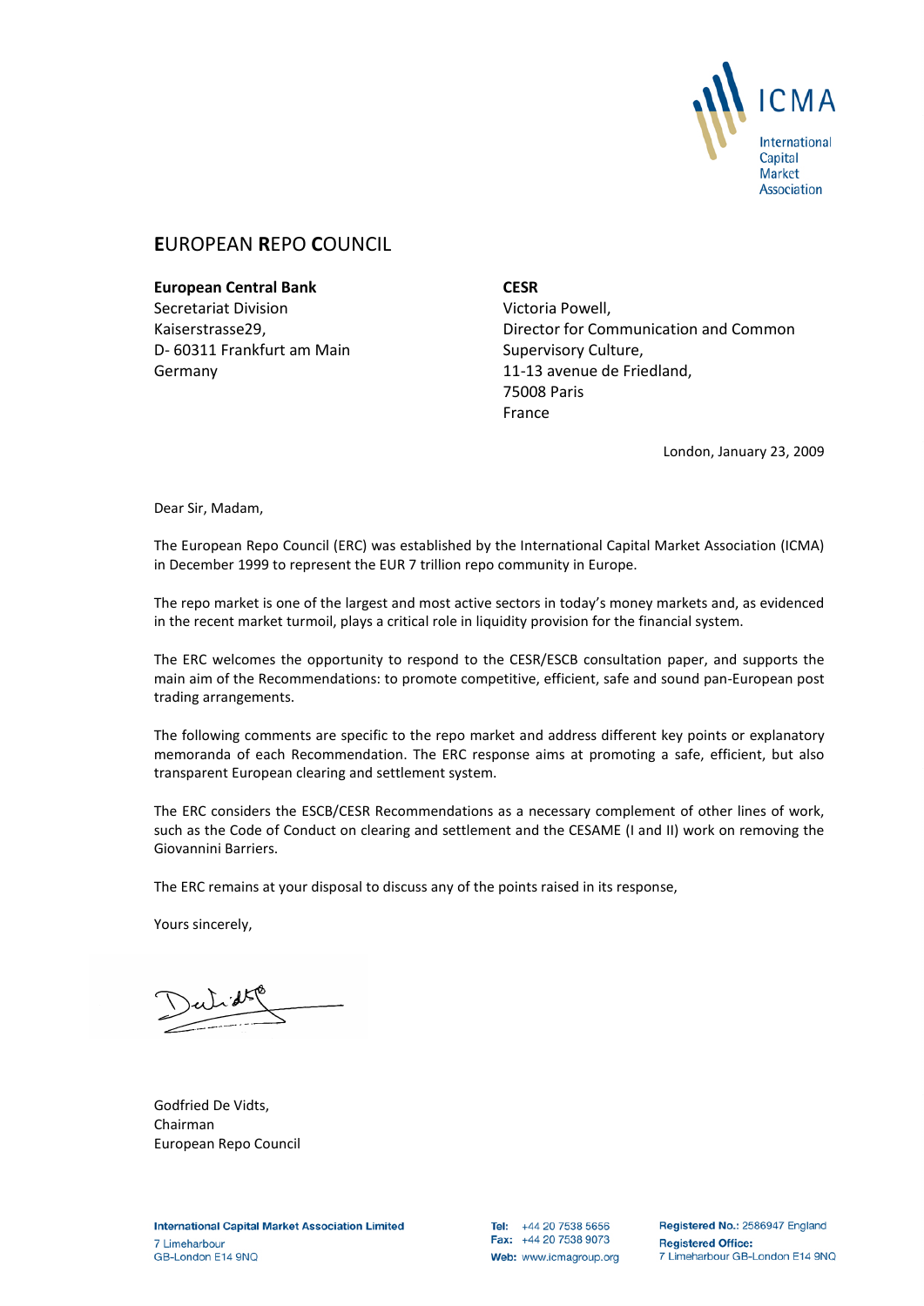ICMA
International Capital Market Association

# EUROPEAN REPO COUNCIL

**European Central Bank**
Secretariat Division
Kaiserstrasse29,
D- 60311 Frankfurt am Main
Germany

**CESR**
Victoria Powell,
Director for Communication and Common Supervisory Culture,
11-13 avenue de Friedland,
75008 Paris
France

London, January 23, 2009

Dear Sir, Madam,

The European Repo Council (ERC) was established by the International Capital Market Association (ICMA) in December 1999 to represent the EUR 7 trillion repo community in Europe.

The repo market is one of the largest and most active sectors in today's money markets and, as evidenced in the recent market turmoil, plays a critical role in liquidity provision for the financial system.

The ERC welcomes the opportunity to respond to the CESR/ESCB consultation paper, and supports the main aim of the Recommendations: to promote competitive, efficient, safe and sound pan-European post trading arrangements.

The following comments are specific to the repo market and address different key points or explanatory memoranda of each Recommendation. The ERC response aims at promoting a safe, efficient, but also transparent European clearing and settlement system.

The ERC considers the ESCB/CESR Recommendations as a necessary complement of other lines of work, such as the Code of Conduct on clearing and settlement and the CESAME (I and II) work on removing the Giovannini Barriers.

The ERC remains at your disposal to discuss any of the points raised in its response,

Yours sincerely,

Godfried De Vidts,
Chairman
European Repo Council

**International Capital Market Association Limited**
7 Limeharbour
GB-London E14 9NQ

**Tel:** +44 20 7538 5656
**Fax:** +44 20 7538 9073
**Web:** www.icmagroup.org

**Registered No.:** 2586947 England
**Registered Office:**
7 Limeharbour GB-London E14 9NQ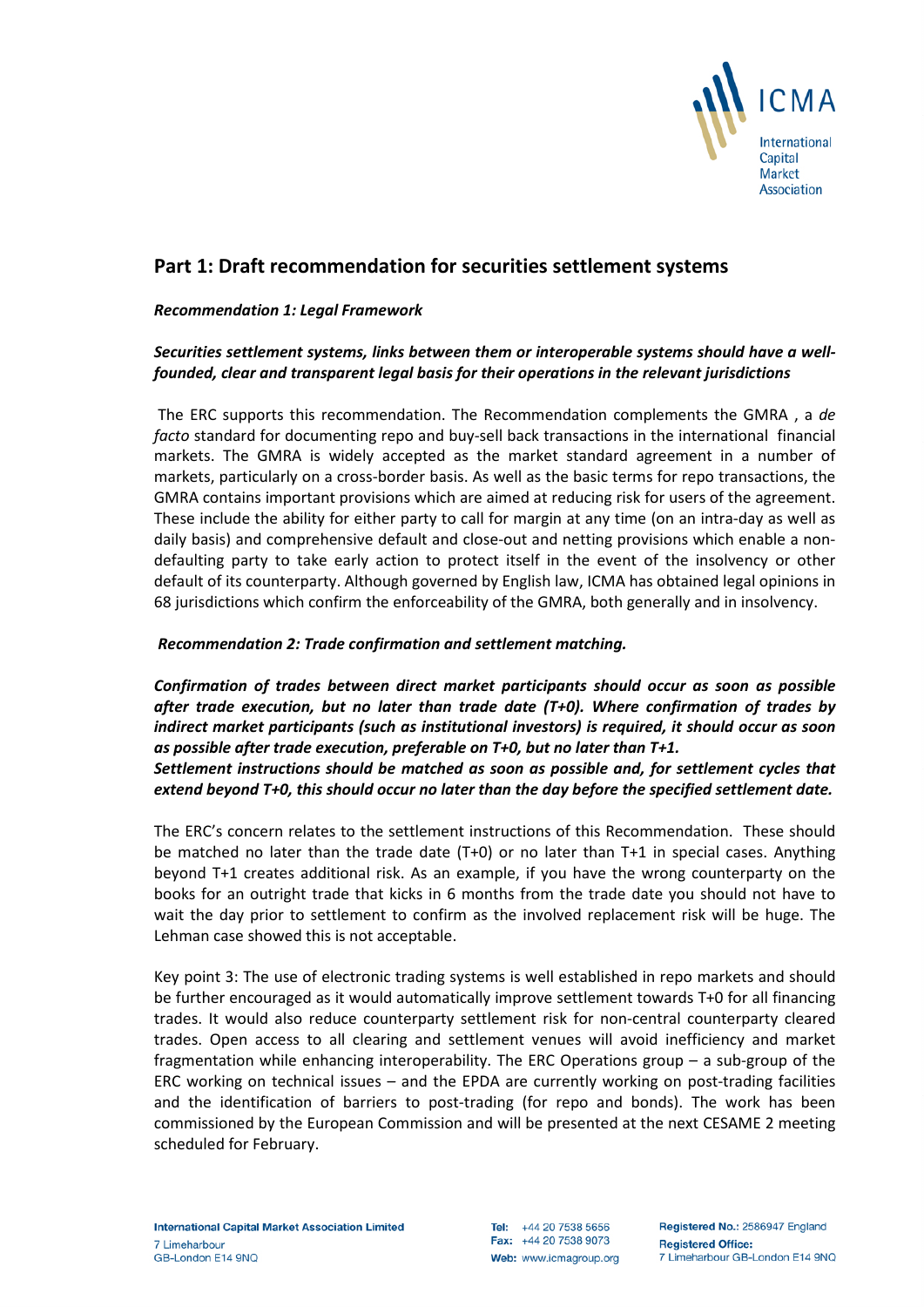## Part 1: Draft recommendation for securities settlement systems

***Recommendation 1: Legal Framework***

***Securities settlement systems, links between them or interoperable systems should have a well-founded, clear and transparent legal basis for their operations in the relevant jurisdictions***

The ERC supports this recommendation. The Recommendation complements the GMRA , a *de facto* standard for documenting repo and buy-sell back transactions in the international financial markets. The GMRA is widely accepted as the market standard agreement in a number of markets, particularly on a cross-border basis. As well as the basic terms for repo transactions, the GMRA contains important provisions which are aimed at reducing risk for users of the agreement. These include the ability for either party to call for margin at any time (on an intra-day as well as daily basis) and comprehensive default and close-out and netting provisions which enable a non-defaulting party to take early action to protect itself in the event of the insolvency or other default of its counterparty. Although governed by English law, ICMA has obtained legal opinions in 68 jurisdictions which confirm the enforceability of the GMRA, both generally and in insolvency.

***Recommendation 2: Trade confirmation and settlement matching.***

***Confirmation of trades between direct market participants should occur as soon as possible after trade execution, but no later than trade date (T+0). Where confirmation of trades by indirect market participants (such as institutional investors) is required, it should occur as soon as possible after trade execution, preferable on T+0, but no later than T+1.***
***Settlement instructions should be matched as soon as possible and, for settlement cycles that extend beyond T+0, this should occur no later than the day before the specified settlement date.***

The ERC's concern relates to the settlement instructions of this Recommendation. These should be matched no later than the trade date (T+0) or no later than T+1 in special cases. Anything beyond T+1 creates additional risk. As an example, if you have the wrong counterparty on the books for an outright trade that kicks in 6 months from the trade date you should not have to wait the day prior to settlement to confirm as the involved replacement risk will be huge. The Lehman case showed this is not acceptable.

Key point 3: The use of electronic trading systems is well established in repo markets and should be further encouraged as it would automatically improve settlement towards T+0 for all financing trades. It would also reduce counterparty settlement risk for non-central counterparty cleared trades. Open access to all clearing and settlement venues will avoid inefficiency and market fragmentation while enhancing interoperability. The ERC Operations group – a sub-group of the ERC working on technical issues – and the EPDA are currently working on post-trading facilities and the identification of barriers to post-trading (for repo and bonds). The work has been commissioned by the European Commission and will be presented at the next CESAME 2 meeting scheduled for February.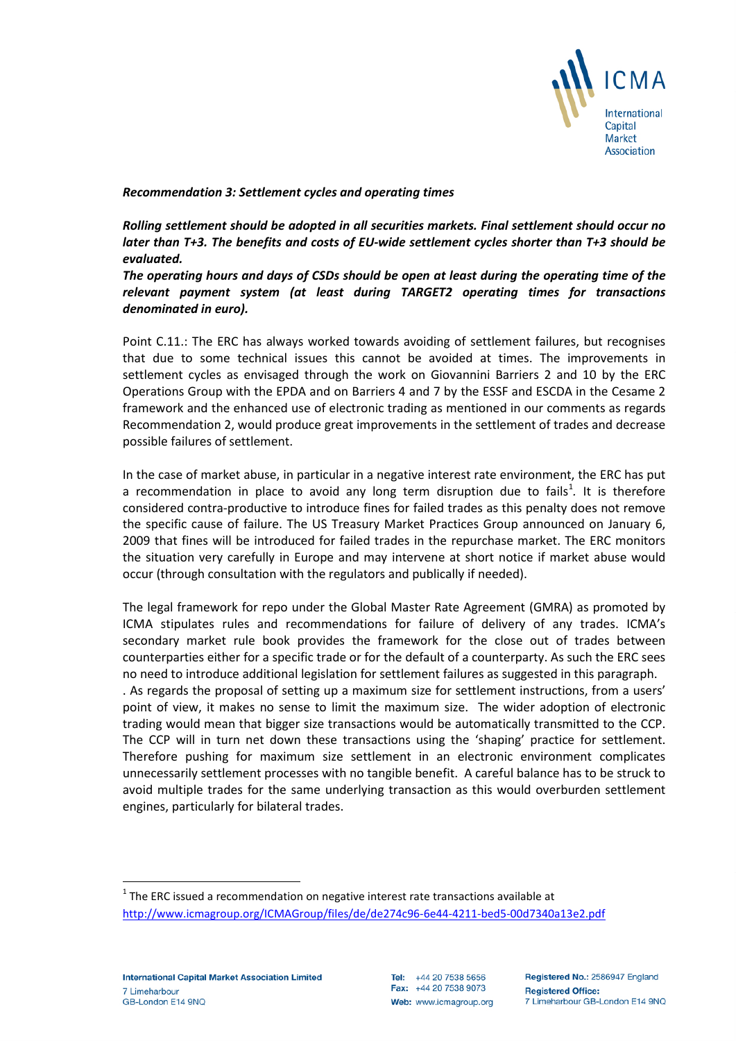*Recommendation 3: Settlement cycles and operating times*

***Rolling settlement should be adopted in all securities markets. Final settlement should occur no later than T+3. The benefits and costs of EU-wide settlement cycles shorter than T+3 should be evaluated.***

***The operating hours and days of CSDs should be open at least during the operating time of the relevant payment system (at least during TARGET2 operating times for transactions denominated in euro).***

Point C.11.: The ERC has always worked towards avoiding of settlement failures, but recognises that due to some technical issues this cannot be avoided at times. The improvements in settlement cycles as envisaged through the work on Giovannini Barriers 2 and 10 by the ERC Operations Group with the EPDA and on Barriers 4 and 7 by the ESSF and ESCDA in the Cesame 2 framework and the enhanced use of electronic trading as mentioned in our comments as regards Recommendation 2, would produce great improvements in the settlement of trades and decrease possible failures of settlement.

In the case of market abuse, in particular in a negative interest rate environment, the ERC has put a recommendation in place to avoid any long term disruption due to fails[1]. It is therefore considered contra-productive to introduce fines for failed trades as this penalty does not remove the specific cause of failure. The US Treasury Market Practices Group announced on January 6, 2009 that fines will be introduced for failed trades in the repurchase market. The ERC monitors the situation very carefully in Europe and may intervene at short notice if market abuse would occur (through consultation with the regulators and publically if needed).

The legal framework for repo under the Global Master Rate Agreement (GMRA) as promoted by ICMA stipulates rules and recommendations for failure of delivery of any trades. ICMA's secondary market rule book provides the framework for the close out of trades between counterparties either for a specific trade or for the default of a counterparty. As such the ERC sees no need to introduce additional legislation for settlement failures as suggested in this paragraph.
. As regards the proposal of setting up a maximum size for settlement instructions, from a users' point of view, it makes no sense to limit the maximum size. The wider adoption of electronic trading would mean that bigger size transactions would be automatically transmitted to the CCP. The CCP will in turn net down these transactions using the 'shaping' practice for settlement. Therefore pushing for maximum size settlement in an electronic environment complicates unnecessarily settlement processes with no tangible benefit. A careful balance has to be struck to avoid multiple trades for the same underlying transaction as this would overburden settlement engines, particularly for bilateral trades.

---

[1] The ERC issued a recommendation on negative interest rate transactions available at http://www.icmagroup.org/ICMAGroup/files/de/de274c96-6e44-4211-bed5-00d7340a13e2.pdf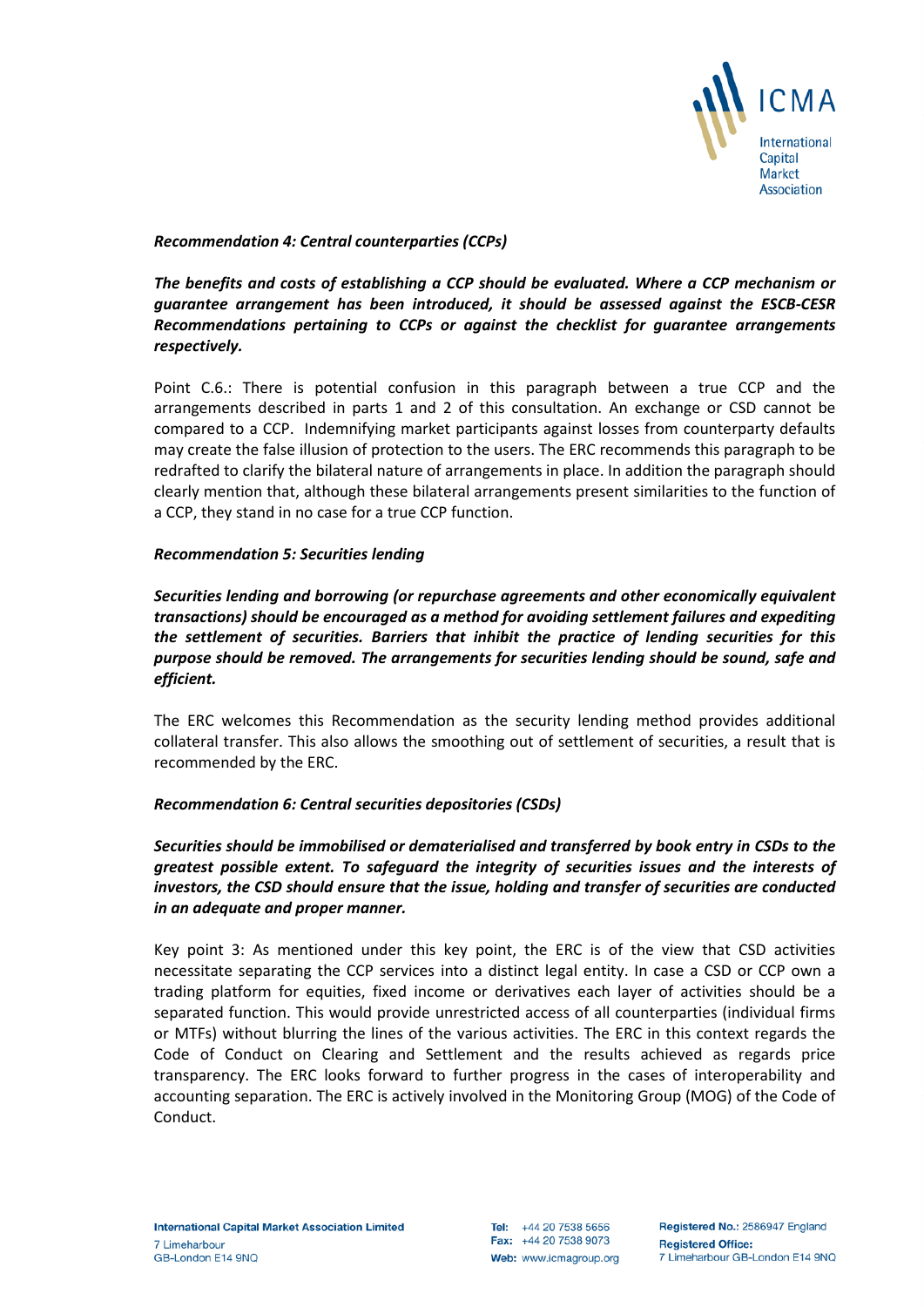***Recommendation 4: Central counterparties (CCPs)***

***The benefits and costs of establishing a CCP should be evaluated. Where a CCP mechanism or guarantee arrangement has been introduced, it should be assessed against the ESCB-CESR Recommendations pertaining to CCPs or against the checklist for guarantee arrangements respectively.***

Point C.6.: There is potential confusion in this paragraph between a true CCP and the arrangements described in parts 1 and 2 of this consultation. An exchange or CSD cannot be compared to a CCP. Indemnifying market participants against losses from counterparty defaults may create the false illusion of protection to the users. The ERC recommends this paragraph to be redrafted to clarify the bilateral nature of arrangements in place. In addition the paragraph should clearly mention that, although these bilateral arrangements present similarities to the function of a CCP, they stand in no case for a true CCP function.

***Recommendation 5: Securities lending***

***Securities lending and borrowing (or repurchase agreements and other economically equivalent transactions) should be encouraged as a method for avoiding settlement failures and expediting the settlement of securities. Barriers that inhibit the practice of lending securities for this purpose should be removed. The arrangements for securities lending should be sound, safe and efficient.***

The ERC welcomes this Recommendation as the security lending method provides additional collateral transfer. This also allows the smoothing out of settlement of securities, a result that is recommended by the ERC.

***Recommendation 6: Central securities depositories (CSDs)***

***Securities should be immobilised or dematerialised and transferred by book entry in CSDs to the greatest possible extent. To safeguard the integrity of securities issues and the interests of investors, the CSD should ensure that the issue, holding and transfer of securities are conducted in an adequate and proper manner.***

Key point 3: As mentioned under this key point, the ERC is of the view that CSD activities necessitate separating the CCP services into a distinct legal entity. In case a CSD or CCP own a trading platform for equities, fixed income or derivatives each layer of activities should be a separated function. This would provide unrestricted access of all counterparties (individual firms or MTFs) without blurring the lines of the various activities. The ERC in this context regards the Code of Conduct on Clearing and Settlement and the results achieved as regards price transparency. The ERC looks forward to further progress in the cases of interoperability and accounting separation. The ERC is actively involved in the Monitoring Group (MOG) of the Code of Conduct.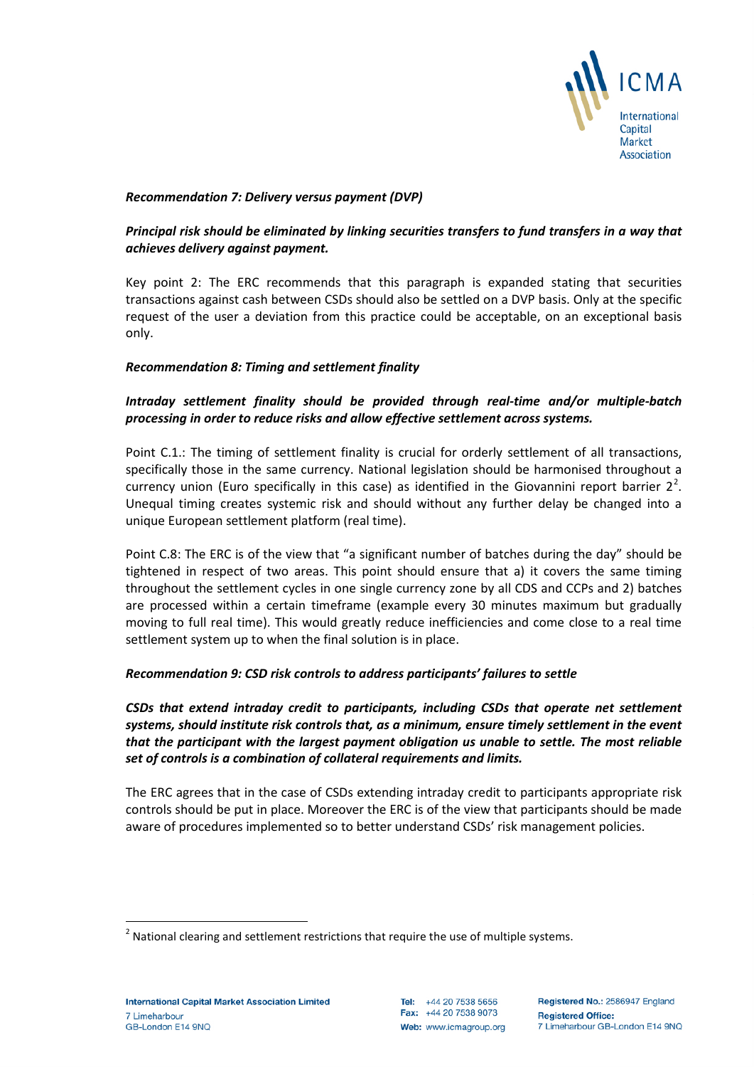***Recommendation 7: Delivery versus payment (DVP)***

***Principal risk should be eliminated by linking securities transfers to fund transfers in a way that achieves delivery against payment.***

Key point 2: The ERC recommends that this paragraph is expanded stating that securities transactions against cash between CSDs should also be settled on a DVP basis. Only at the specific request of the user a deviation from this practice could be acceptable, on an exceptional basis only.

***Recommendation 8: Timing and settlement finality***

***Intraday settlement finality should be provided through real-time and/or multiple-batch processing in order to reduce risks and allow effective settlement across systems.***

Point C.1.: The timing of settlement finality is crucial for orderly settlement of all transactions, specifically those in the same currency. National legislation should be harmonised throughout a currency union (Euro specifically in this case) as identified in the Giovannini report barrier 2[2]. Unequal timing creates systemic risk and should without any further delay be changed into a unique European settlement platform (real time).

Point C.8: The ERC is of the view that "a significant number of batches during the day" should be tightened in respect of two areas. This point should ensure that a) it covers the same timing throughout the settlement cycles in one single currency zone by all CDS and CCPs and 2) batches are processed within a certain timeframe (example every 30 minutes maximum but gradually moving to full real time). This would greatly reduce inefficiencies and come close to a real time settlement system up to when the final solution is in place.

***Recommendation 9: CSD risk controls to address participants' failures to settle***

***CSDs that extend intraday credit to participants, including CSDs that operate net settlement systems, should institute risk controls that, as a minimum, ensure timely settlement in the event that the participant with the largest payment obligation us unable to settle. The most reliable set of controls is a combination of collateral requirements and limits.***

The ERC agrees that in the case of CSDs extending intraday credit to participants appropriate risk controls should be put in place. Moreover the ERC is of the view that participants should be made aware of procedures implemented so to better understand CSDs' risk management policies.

[2] National clearing and settlement restrictions that require the use of multiple systems.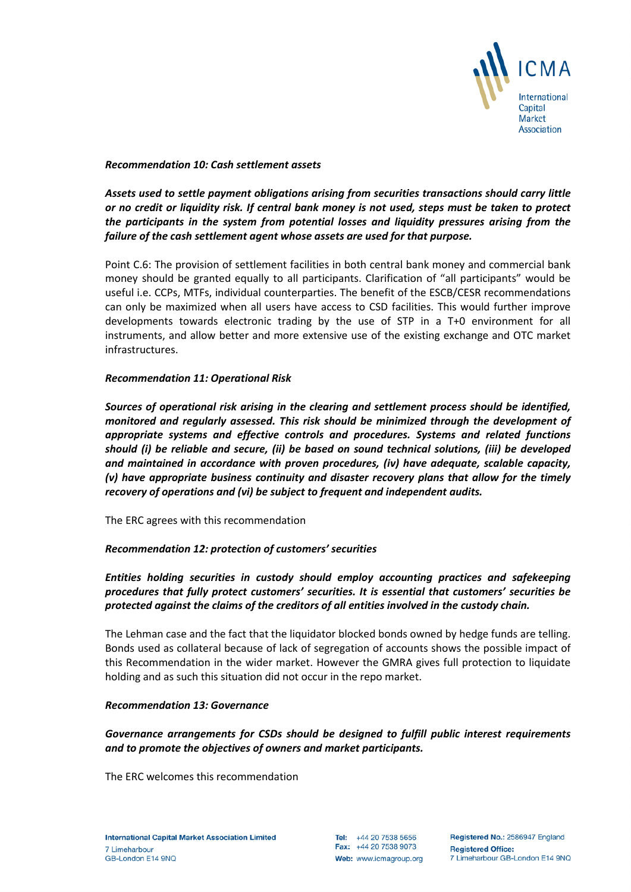*Recommendation 10: Cash settlement assets*

***Assets used to settle payment obligations arising from securities transactions should carry little or no credit or liquidity risk. If central bank money is not used, steps must be taken to protect the participants in the system from potential losses and liquidity pressures arising from the failure of the cash settlement agent whose assets are used for that purpose.***

Point C.6: The provision of settlement facilities in both central bank money and commercial bank money should be granted equally to all participants. Clarification of "all participants" would be useful i.e. CCPs, MTFs, individual counterparties. The benefit of the ESCB/CESR recommendations can only be maximized when all users have access to CSD facilities. This would further improve developments towards electronic trading by the use of STP in a T+0 environment for all instruments, and allow better and more extensive use of the existing exchange and OTC market infrastructures.

*Recommendation 11: Operational Risk*

***Sources of operational risk arising in the clearing and settlement process should be identified, monitored and regularly assessed. This risk should be minimized through the development of appropriate systems and effective controls and procedures. Systems and related functions should (i) be reliable and secure, (ii) be based on sound technical solutions, (iii) be developed and maintained in accordance with proven procedures, (iv) have adequate, scalable capacity, (v) have appropriate business continuity and disaster recovery plans that allow for the timely recovery of operations and (vi) be subject to frequent and independent audits.***

The ERC agrees with this recommendation

*Recommendation 12: protection of customers' securities*

***Entities holding securities in custody should employ accounting practices and safekeeping procedures that fully protect customers' securities. It is essential that customers' securities be protected against the claims of the creditors of all entities involved in the custody chain.***

The Lehman case and the fact that the liquidator blocked bonds owned by hedge funds are telling. Bonds used as collateral because of lack of segregation of accounts shows the possible impact of this Recommendation in the wider market. However the GMRA gives full protection to liquidate holding and as such this situation did not occur in the repo market.

*Recommendation 13: Governance*

***Governance arrangements for CSDs should be designed to fulfill public interest requirements and to promote the objectives of owners and market participants.***

The ERC welcomes this recommendation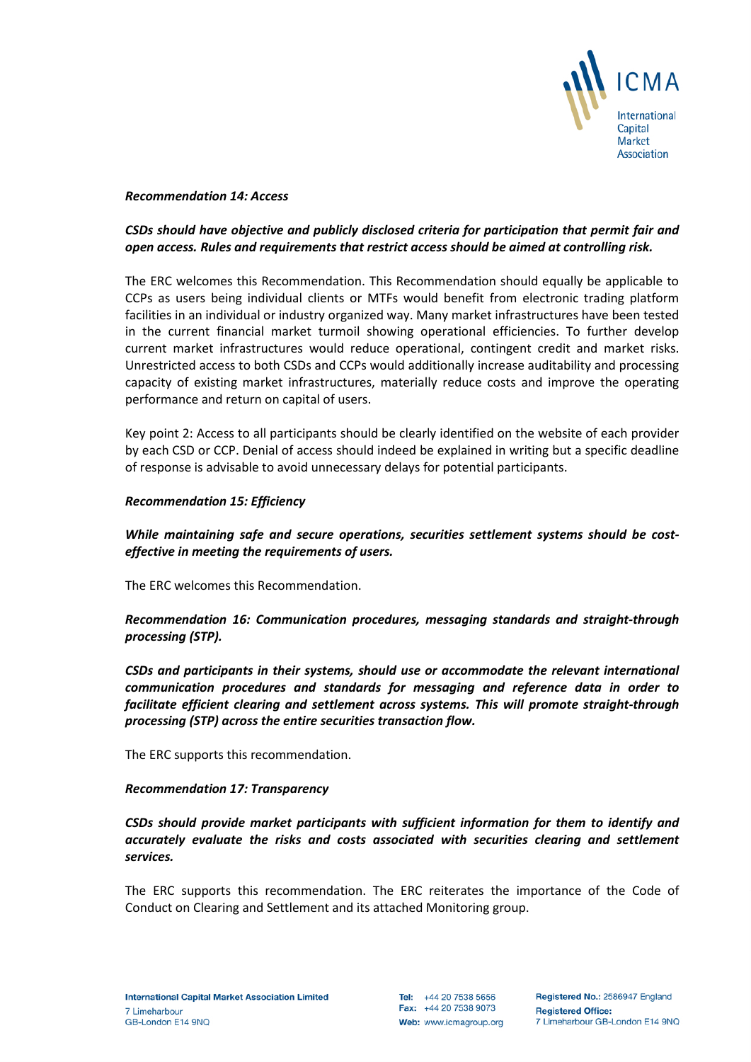***Recommendation 14: Access***

***CSDs should have objective and publicly disclosed criteria for participation that permit fair and open access. Rules and requirements that restrict access should be aimed at controlling risk.***

The ERC welcomes this Recommendation. This Recommendation should equally be applicable to CCPs as users being individual clients or MTFs would benefit from electronic trading platform facilities in an individual or industry organized way. Many market infrastructures have been tested in the current financial market turmoil showing operational efficiencies. To further develop current market infrastructures would reduce operational, contingent credit and market risks. Unrestricted access to both CSDs and CCPs would additionally increase auditability and processing capacity of existing market infrastructures, materially reduce costs and improve the operating performance and return on capital of users.

Key point 2: Access to all participants should be clearly identified on the website of each provider by each CSD or CCP. Denial of access should indeed be explained in writing but a specific deadline of response is advisable to avoid unnecessary delays for potential participants.

***Recommendation 15: Efficiency***

***While maintaining safe and secure operations, securities settlement systems should be cost-effective in meeting the requirements of users.***

The ERC welcomes this Recommendation.

***Recommendation 16: Communication procedures, messaging standards and straight-through processing (STP).***

***CSDs and participants in their systems, should use or accommodate the relevant international communication procedures and standards for messaging and reference data in order to facilitate efficient clearing and settlement across systems. This will promote straight-through processing (STP) across the entire securities transaction flow.***

The ERC supports this recommendation.

***Recommendation 17: Transparency***

***CSDs should provide market participants with sufficient information for them to identify and accurately evaluate the risks and costs associated with securities clearing and settlement services.***

The ERC supports this recommendation. The ERC reiterates the importance of the Code of Conduct on Clearing and Settlement and its attached Monitoring group.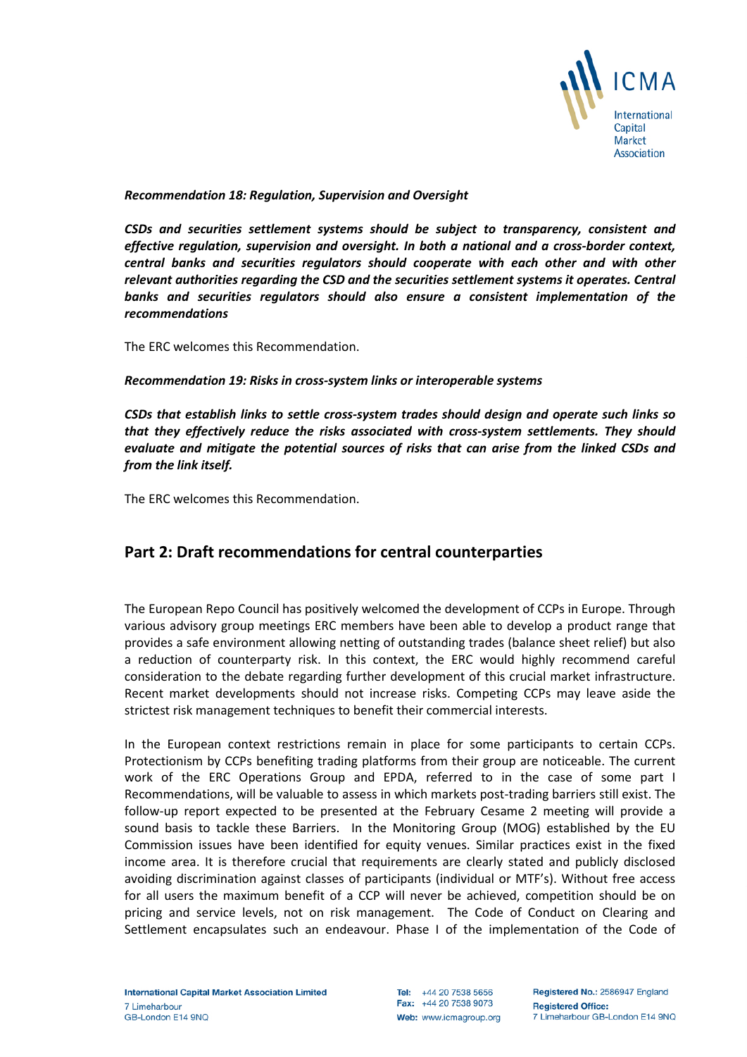***Recommendation 18: Regulation, Supervision and Oversight***

***CSDs and securities settlement systems should be subject to transparency, consistent and effective regulation, supervision and oversight. In both a national and a cross-border context, central banks and securities regulators should cooperate with each other and with other relevant authorities regarding the CSD and the securities settlement systems it operates. Central banks and securities regulators should also ensure a consistent implementation of the recommendations***

The ERC welcomes this Recommendation.

***Recommendation 19: Risks in cross-system links or interoperable systems***

***CSDs that establish links to settle cross-system trades should design and operate such links so that they effectively reduce the risks associated with cross-system settlements. They should evaluate and mitigate the potential sources of risks that can arise from the linked CSDs and from the link itself.***

The ERC welcomes this Recommendation.

## Part 2: Draft recommendations for central counterparties

The European Repo Council has positively welcomed the development of CCPs in Europe. Through various advisory group meetings ERC members have been able to develop a product range that provides a safe environment allowing netting of outstanding trades (balance sheet relief) but also a reduction of counterparty risk. In this context, the ERC would highly recommend careful consideration to the debate regarding further development of this crucial market infrastructure. Recent market developments should not increase risks. Competing CCPs may leave aside the strictest risk management techniques to benefit their commercial interests.

In the European context restrictions remain in place for some participants to certain CCPs. Protectionism by CCPs benefiting trading platforms from their group are noticeable. The current work of the ERC Operations Group and EPDA, referred to in the case of some part I Recommendations, will be valuable to assess in which markets post-trading barriers still exist. The follow-up report expected to be presented at the February Cesame 2 meeting will provide a sound basis to tackle these Barriers. In the Monitoring Group (MOG) established by the EU Commission issues have been identified for equity venues. Similar practices exist in the fixed income area. It is therefore crucial that requirements are clearly stated and publicly disclosed avoiding discrimination against classes of participants (individual or MTF's). Without free access for all users the maximum benefit of a CCP will never be achieved, competition should be on pricing and service levels, not on risk management. The Code of Conduct on Clearing and Settlement encapsulates such an endeavour. Phase I of the implementation of the Code of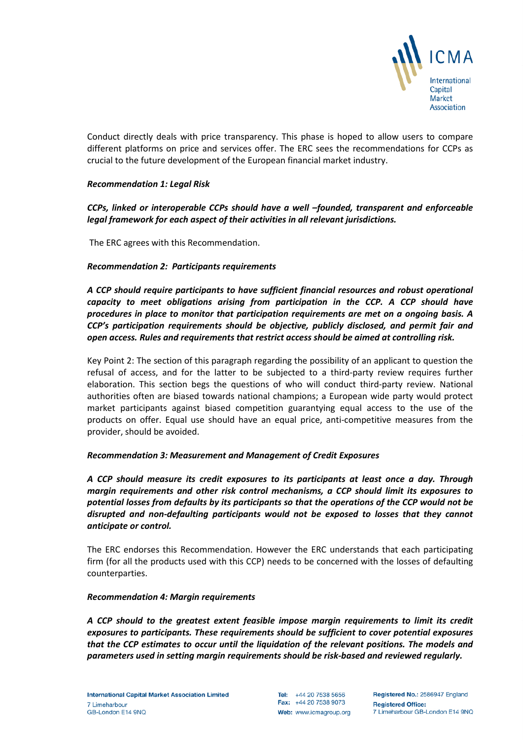Conduct directly deals with price transparency. This phase is hoped to allow users to compare different platforms on price and services offer. The ERC sees the recommendations for CCPs as crucial to the future development of the European financial market industry.

***Recommendation 1: Legal Risk***

***CCPs, linked or interoperable CCPs should have a well –founded, transparent and enforceable legal framework for each aspect of their activities in all relevant jurisdictions.***

The ERC agrees with this Recommendation.

***Recommendation 2: Participants requirements***

***A CCP should require participants to have sufficient financial resources and robust operational capacity to meet obligations arising from participation in the CCP. A CCP should have procedures in place to monitor that participation requirements are met on a ongoing basis. A CCP's participation requirements should be objective, publicly disclosed, and permit fair and open access. Rules and requirements that restrict access should be aimed at controlling risk.***

Key Point 2: The section of this paragraph regarding the possibility of an applicant to question the refusal of access, and for the latter to be subjected to a third-party review requires further elaboration. This section begs the questions of who will conduct third-party review. National authorities often are biased towards national champions; a European wide party would protect market participants against biased competition guarantying equal access to the use of the products on offer. Equal use should have an equal price, anti-competitive measures from the provider, should be avoided.

***Recommendation 3: Measurement and Management of Credit Exposures***

***A CCP should measure its credit exposures to its participants at least once a day. Through margin requirements and other risk control mechanisms, a CCP should limit its exposures to potential losses from defaults by its participants so that the operations of the CCP would not be disrupted and non-defaulting participants would not be exposed to losses that they cannot anticipate or control.***

The ERC endorses this Recommendation. However the ERC understands that each participating firm (for all the products used with this CCP) needs to be concerned with the losses of defaulting counterparties.

***Recommendation 4: Margin requirements***

***A CCP should to the greatest extent feasible impose margin requirements to limit its credit exposures to participants. These requirements should be sufficient to cover potential exposures that the CCP estimates to occur until the liquidation of the relevant positions. The models and parameters used in setting margin requirements should be risk-based and reviewed regularly.***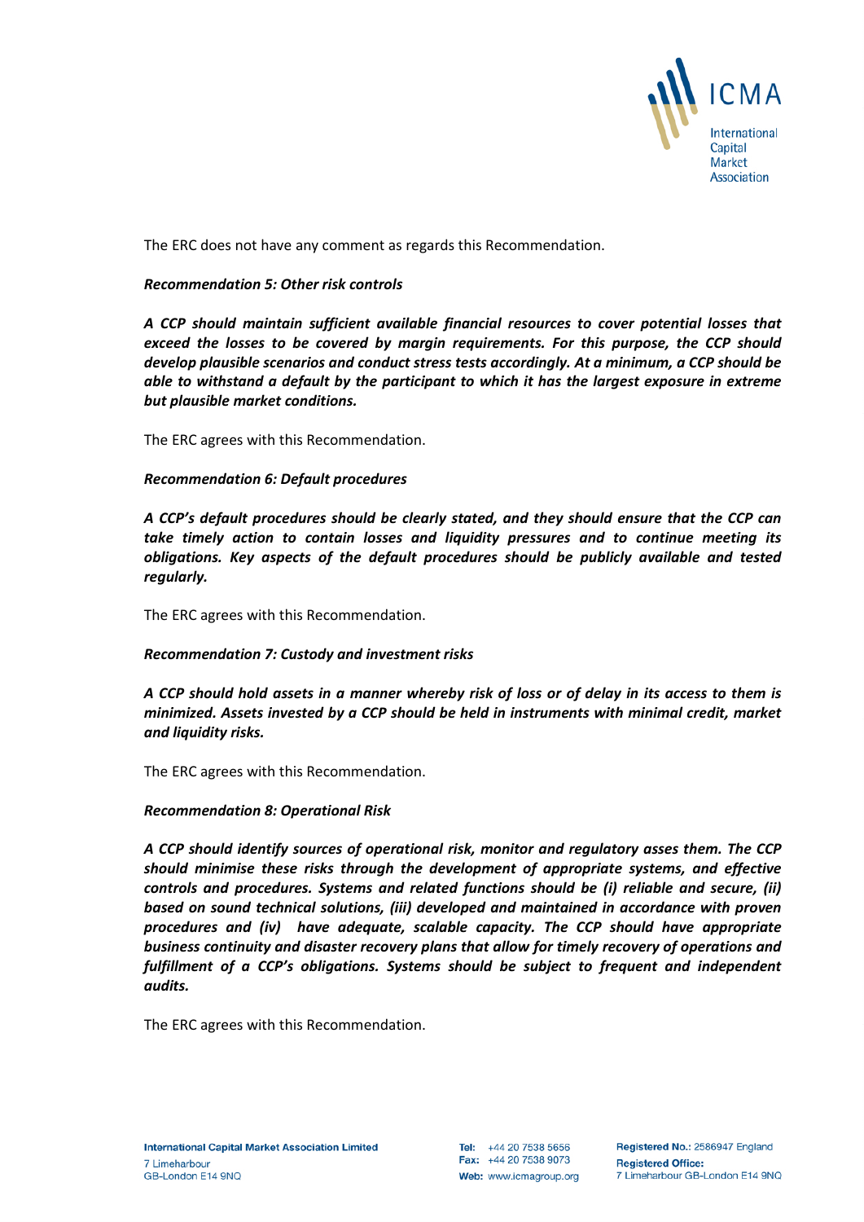The ERC does not have any comment as regards this Recommendation.

***Recommendation 5: Other risk controls***

***A CCP should maintain sufficient available financial resources to cover potential losses that exceed the losses to be covered by margin requirements. For this purpose, the CCP should develop plausible scenarios and conduct stress tests accordingly. At a minimum, a CCP should be able to withstand a default by the participant to which it has the largest exposure in extreme but plausible market conditions.***

The ERC agrees with this Recommendation.

***Recommendation 6: Default procedures***

***A CCP's default procedures should be clearly stated, and they should ensure that the CCP can take timely action to contain losses and liquidity pressures and to continue meeting its obligations. Key aspects of the default procedures should be publicly available and tested regularly.***

The ERC agrees with this Recommendation.

***Recommendation 7: Custody and investment risks***

***A CCP should hold assets in a manner whereby risk of loss or of delay in its access to them is minimized. Assets invested by a CCP should be held in instruments with minimal credit, market and liquidity risks.***

The ERC agrees with this Recommendation.

***Recommendation 8: Operational Risk***

***A CCP should identify sources of operational risk, monitor and regulatory asses them. The CCP should minimise these risks through the development of appropriate systems, and effective controls and procedures. Systems and related functions should be (i) reliable and secure, (ii) based on sound technical solutions, (iii) developed and maintained in accordance with proven procedures and (iv) have adequate, scalable capacity. The CCP should have appropriate business continuity and disaster recovery plans that allow for timely recovery of operations and fulfillment of a CCP's obligations. Systems should be subject to frequent and independent audits.***

The ERC agrees with this Recommendation.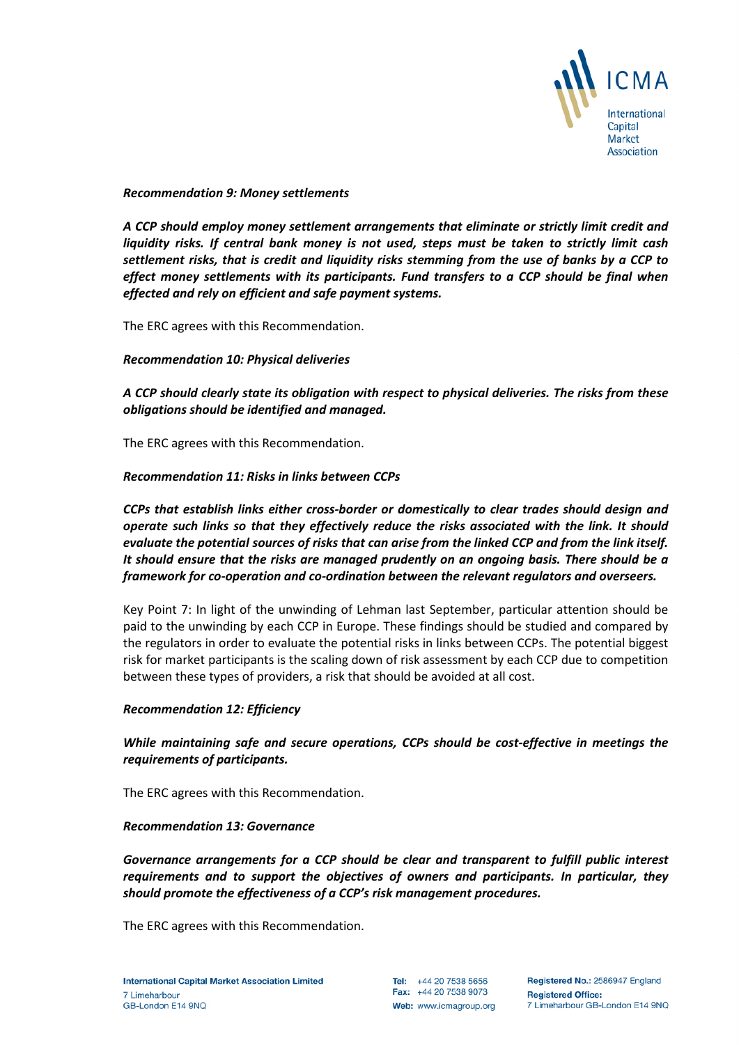***Recommendation 9: Money settlements***

***A CCP should employ money settlement arrangements that eliminate or strictly limit credit and liquidity risks. If central bank money is not used, steps must be taken to strictly limit cash settlement risks, that is credit and liquidity risks stemming from the use of banks by a CCP to effect money settlements with its participants. Fund transfers to a CCP should be final when effected and rely on efficient and safe payment systems.***

The ERC agrees with this Recommendation.

***Recommendation 10: Physical deliveries***

***A CCP should clearly state its obligation with respect to physical deliveries. The risks from these obligations should be identified and managed.***

The ERC agrees with this Recommendation.

***Recommendation 11: Risks in links between CCPs***

***CCPs that establish links either cross-border or domestically to clear trades should design and operate such links so that they effectively reduce the risks associated with the link. It should evaluate the potential sources of risks that can arise from the linked CCP and from the link itself. It should ensure that the risks are managed prudently on an ongoing basis. There should be a framework for co-operation and co-ordination between the relevant regulators and overseers.***

Key Point 7: In light of the unwinding of Lehman last September, particular attention should be paid to the unwinding by each CCP in Europe. These findings should be studied and compared by the regulators in order to evaluate the potential risks in links between CCPs. The potential biggest risk for market participants is the scaling down of risk assessment by each CCP due to competition between these types of providers, a risk that should be avoided at all cost.

***Recommendation 12: Efficiency***

***While maintaining safe and secure operations, CCPs should be cost-effective in meetings the requirements of participants.***

The ERC agrees with this Recommendation.

***Recommendation 13: Governance***

***Governance arrangements for a CCP should be clear and transparent to fulfill public interest requirements and to support the objectives of owners and participants. In particular, they should promote the effectiveness of a CCP's risk management procedures.***

The ERC agrees with this Recommendation.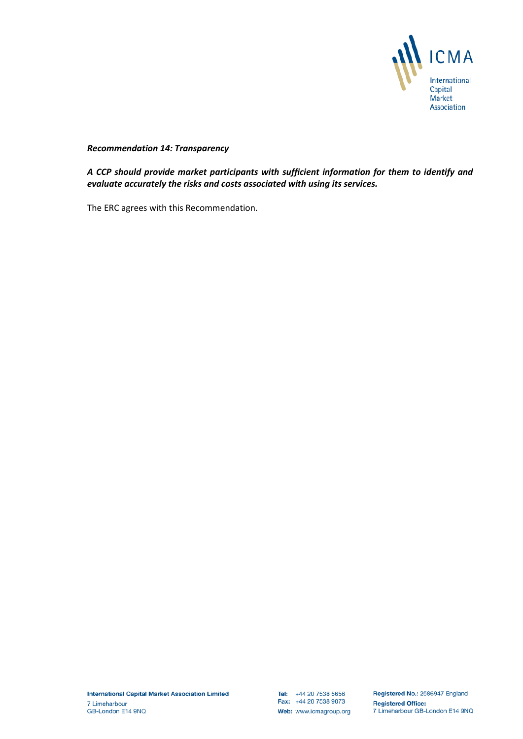*Recommendation 14: Transparency*

***A CCP should provide market participants with sufficient information for them to identify and evaluate accurately the risks and costs associated with using its services.***

The ERC agrees with this Recommendation.